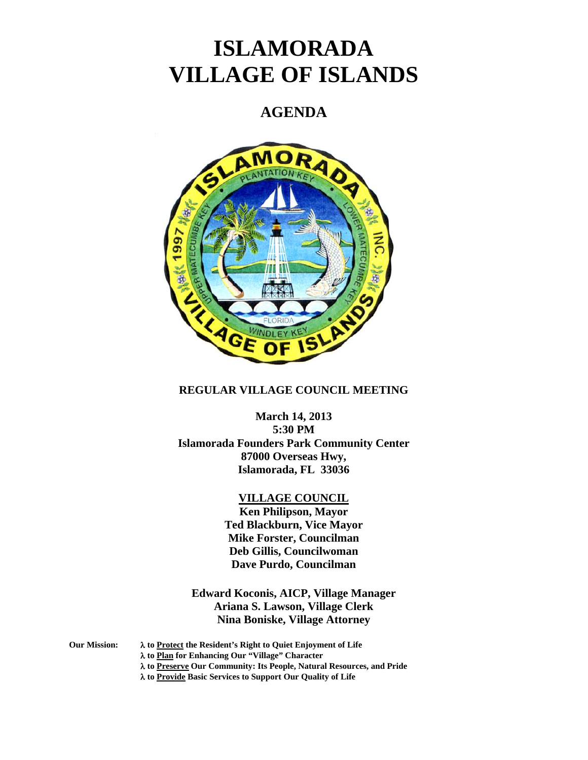# ISLAMORADA VILLAGE OF ISLANDS

## AGENDA

**REGULAR VILLAGE COUNCIL MEETING**

**March 14, 2013**
**5:30 PM**
**Islamorada Founders Park Community Center**
**87000 Overseas Hwy,**
**Islamorada, FL 33036**

**VILLAGE COUNCIL**

**Ken Philipson, Mayor**
**Ted Blackburn, Vice Mayor**
**Mike Forster, Councilman**
**Deb Gillis, Councilwoman**
**Dave Purdo, Councilman**

**Edward Koconis, AICP, Village Manager**
**Ariana S. Lawson, Village Clerk**
**Nina Boniske, Village Attorney**

**Our Mission:**
- **λ to Protect the Resident's Right to Quiet Enjoyment of Life**
- **λ to Plan for Enhancing Our "Village" Character**
- **λ to Preserve Our Community: Its People, Natural Resources, and Pride**
- **λ to Provide Basic Services to Support Our Quality of Life**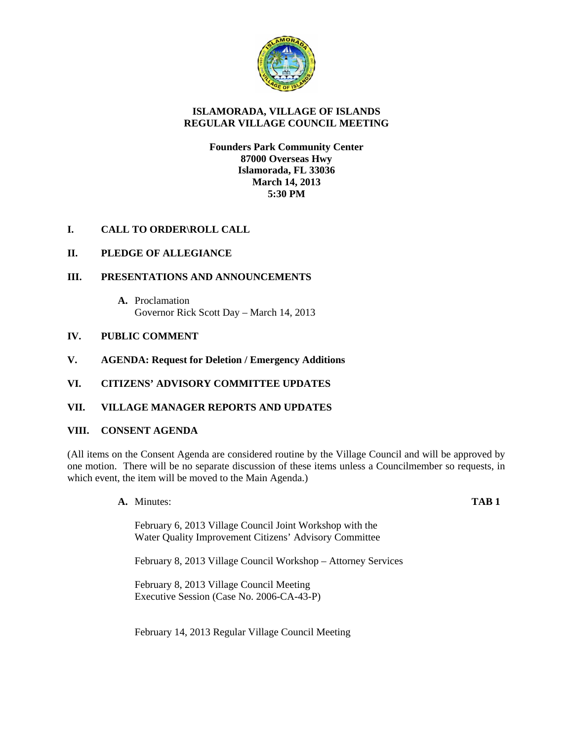# ISLAMORADA, VILLAGE OF ISLANDS
# REGULAR VILLAGE COUNCIL MEETING

**Founders Park Community Center**
**87000 Overseas Hwy**
**Islamorada, FL 33036**
**March 14, 2013**
**5:30 PM**

## I. CALL TO ORDER\ROLL CALL

## II. PLEDGE OF ALLEGIANCE

## III. PRESENTATIONS AND ANNOUNCEMENTS

**A.** Proclamation
Governor Rick Scott Day – March 14, 2013

## IV. PUBLIC COMMENT

## V. AGENDA: Request for Deletion / Emergency Additions

## VI. CITIZENS' ADVISORY COMMITTEE UPDATES

## VII. VILLAGE MANAGER REPORTS AND UPDATES

## VIII. CONSENT AGENDA

(All items on the Consent Agenda are considered routine by the Village Council and will be approved by one motion. There will be no separate discussion of these items unless a Councilmember so requests, in which event, the item will be moved to the Main Agenda.)

**A.** Minutes: **TAB 1**

February 6, 2013 Village Council Joint Workshop with the Water Quality Improvement Citizens' Advisory Committee

February 8, 2013 Village Council Workshop – Attorney Services

February 8, 2013 Village Council Meeting
Executive Session (Case No. 2006-CA-43-P)

February 14, 2013 Regular Village Council Meeting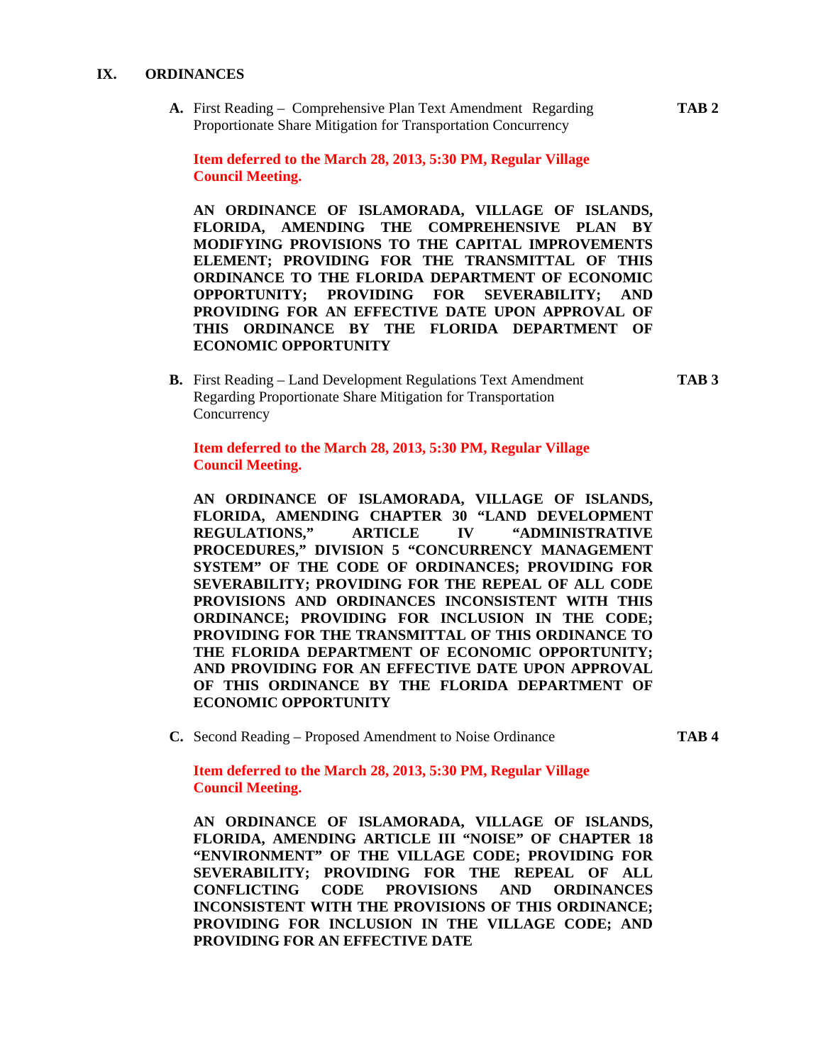## IX. ORDINANCES

**A.** First Reading – Comprehensive Plan Text Amendment Regarding Proportionate Share Mitigation for Transportation Concurrency **TAB 2**

**Item deferred to the March 28, 2013, 5:30 PM, Regular Village Council Meeting.**

**AN ORDINANCE OF ISLAMORADA, VILLAGE OF ISLANDS, FLORIDA, AMENDING THE COMPREHENSIVE PLAN BY MODIFYING PROVISIONS TO THE CAPITAL IMPROVEMENTS ELEMENT; PROVIDING FOR THE TRANSMITTAL OF THIS ORDINANCE TO THE FLORIDA DEPARTMENT OF ECONOMIC OPPORTUNITY; PROVIDING FOR SEVERABILITY; AND PROVIDING FOR AN EFFECTIVE DATE UPON APPROVAL OF THIS ORDINANCE BY THE FLORIDA DEPARTMENT OF ECONOMIC OPPORTUNITY**

**B.** First Reading – Land Development Regulations Text Amendment Regarding Proportionate Share Mitigation for Transportation Concurrency **TAB 3**

**Item deferred to the March 28, 2013, 5:30 PM, Regular Village Council Meeting.**

**AN ORDINANCE OF ISLAMORADA, VILLAGE OF ISLANDS, FLORIDA, AMENDING CHAPTER 30 "LAND DEVELOPMENT REGULATIONS," ARTICLE IV "ADMINISTRATIVE PROCEDURES," DIVISION 5 "CONCURRENCY MANAGEMENT SYSTEM" OF THE CODE OF ORDINANCES; PROVIDING FOR SEVERABILITY; PROVIDING FOR THE REPEAL OF ALL CODE PROVISIONS AND ORDINANCES INCONSISTENT WITH THIS ORDINANCE; PROVIDING FOR INCLUSION IN THE CODE; PROVIDING FOR THE TRANSMITTAL OF THIS ORDINANCE TO THE FLORIDA DEPARTMENT OF ECONOMIC OPPORTUNITY; AND PROVIDING FOR AN EFFECTIVE DATE UPON APPROVAL OF THIS ORDINANCE BY THE FLORIDA DEPARTMENT OF ECONOMIC OPPORTUNITY**

**C.** Second Reading – Proposed Amendment to Noise Ordinance **TAB 4**

**Item deferred to the March 28, 2013, 5:30 PM, Regular Village Council Meeting.**

**AN ORDINANCE OF ISLAMORADA, VILLAGE OF ISLANDS, FLORIDA, AMENDING ARTICLE III "NOISE" OF CHAPTER 18 "ENVIRONMENT" OF THE VILLAGE CODE; PROVIDING FOR SEVERABILITY; PROVIDING FOR THE REPEAL OF ALL CONFLICTING CODE PROVISIONS AND ORDINANCES INCONSISTENT WITH THE PROVISIONS OF THIS ORDINANCE; PROVIDING FOR INCLUSION IN THE VILLAGE CODE; AND PROVIDING FOR AN EFFECTIVE DATE**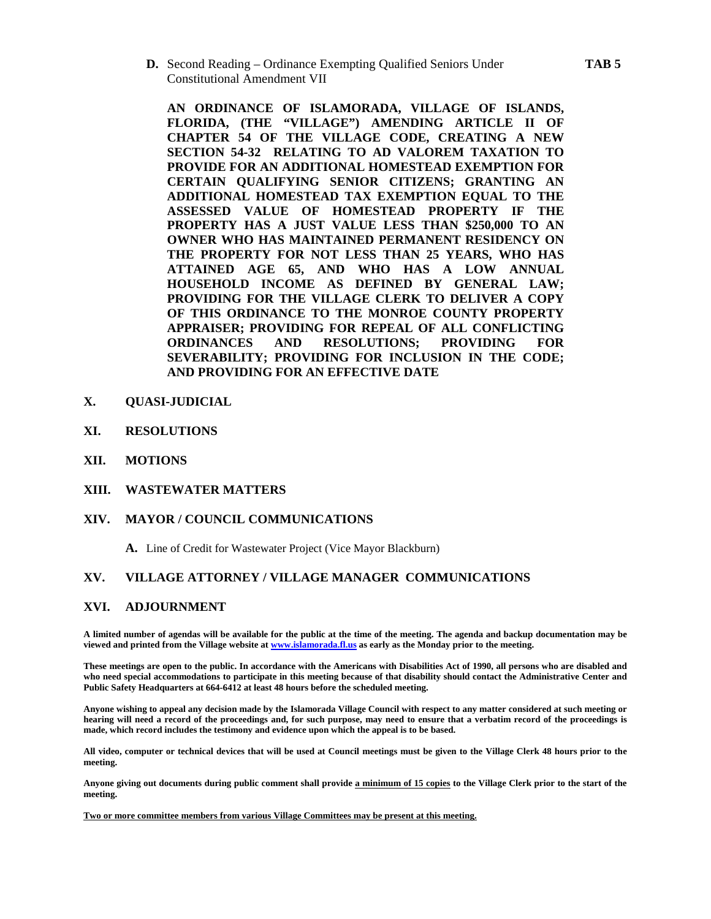**D.** Second Reading – Ordinance Exempting Qualified Seniors Under Constitutional Amendment VII **TAB 5**

**AN ORDINANCE OF ISLAMORADA, VILLAGE OF ISLANDS, FLORIDA, (THE "VILLAGE") AMENDING ARTICLE II OF CHAPTER 54 OF THE VILLAGE CODE, CREATING A NEW SECTION 54-32 RELATING TO AD VALOREM TAXATION TO PROVIDE FOR AN ADDITIONAL HOMESTEAD EXEMPTION FOR CERTAIN QUALIFYING SENIOR CITIZENS; GRANTING AN ADDITIONAL HOMESTEAD TAX EXEMPTION EQUAL TO THE ASSESSED VALUE OF HOMESTEAD PROPERTY IF THE PROPERTY HAS A JUST VALUE LESS THAN $250,000 TO AN OWNER WHO HAS MAINTAINED PERMANENT RESIDENCY ON THE PROPERTY FOR NOT LESS THAN 25 YEARS, WHO HAS ATTAINED AGE 65, AND WHO HAS A LOW ANNUAL HOUSEHOLD INCOME AS DEFINED BY GENERAL LAW; PROVIDING FOR THE VILLAGE CLERK TO DELIVER A COPY OF THIS ORDINANCE TO THE MONROE COUNTY PROPERTY APPRAISER; PROVIDING FOR REPEAL OF ALL CONFLICTING ORDINANCES AND RESOLUTIONS; PROVIDING FOR SEVERABILITY; PROVIDING FOR INCLUSION IN THE CODE; AND PROVIDING FOR AN EFFECTIVE DATE**

## X. QUASI-JUDICIAL

## XI. RESOLUTIONS

## XII. MOTIONS

## XIII. WASTEWATER MATTERS

## XIV. MAYOR / COUNCIL COMMUNICATIONS

**A.** Line of Credit for Wastewater Project (Vice Mayor Blackburn)

## XV. VILLAGE ATTORNEY / VILLAGE MANAGER COMMUNICATIONS

## XVI. ADJOURNMENT

**A limited number of agendas will be available for the public at the time of the meeting. The agenda and backup documentation may be viewed and printed from the Village website at [www.islamorada.fl.us](http://www.islamorada.fl.us) as early as the Monday prior to the meeting.**

**These meetings are open to the public. In accordance with the Americans with Disabilities Act of 1990, all persons who are disabled and who need special accommodations to participate in this meeting because of that disability should contact the Administrative Center and Public Safety Headquarters at 664-6412 at least 48 hours before the scheduled meeting.**

**Anyone wishing to appeal any decision made by the Islamorada Village Council with respect to any matter considered at such meeting or hearing will need a record of the proceedings and, for such purpose, may need to ensure that a verbatim record of the proceedings is made, which record includes the testimony and evidence upon which the appeal is to be based.**

**All video, computer or technical devices that will be used at Council meetings must be given to the Village Clerk 48 hours prior to the meeting.**

**Anyone giving out documents during public comment shall provide a minimum of 15 copies to the Village Clerk prior to the start of the meeting.**

**Two or more committee members from various Village Committees may be present at this meeting.**